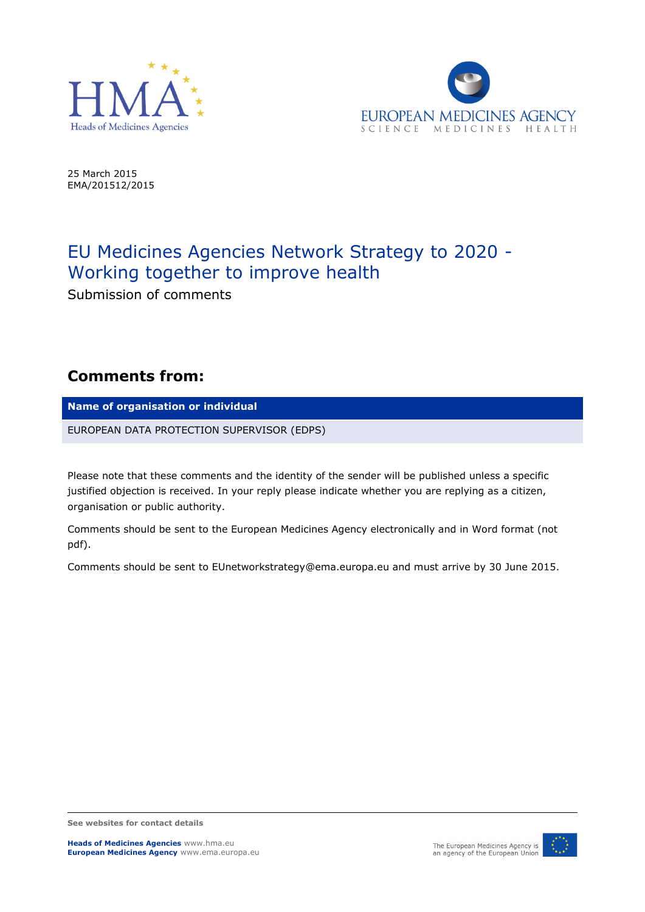25 March 2015
EMA/201512/2015

# EU Medicines Agencies Network Strategy to 2020 - Working together to improve health

Submission of comments

## Comments from:

| Name of organisation or individual |
| --- |
| EUROPEAN DATA PROTECTION SUPERVISOR (EDPS) |

Please note that these comments and the identity of the sender will be published unless a specific justified objection is received. In your reply please indicate whether you are replying as a citizen, organisation or public authority.

Comments should be sent to the European Medicines Agency electronically and in Word format (not pdf).

Comments should be sent to EUnetworkstrategy@ema.europa.eu and must arrive by 30 June 2015.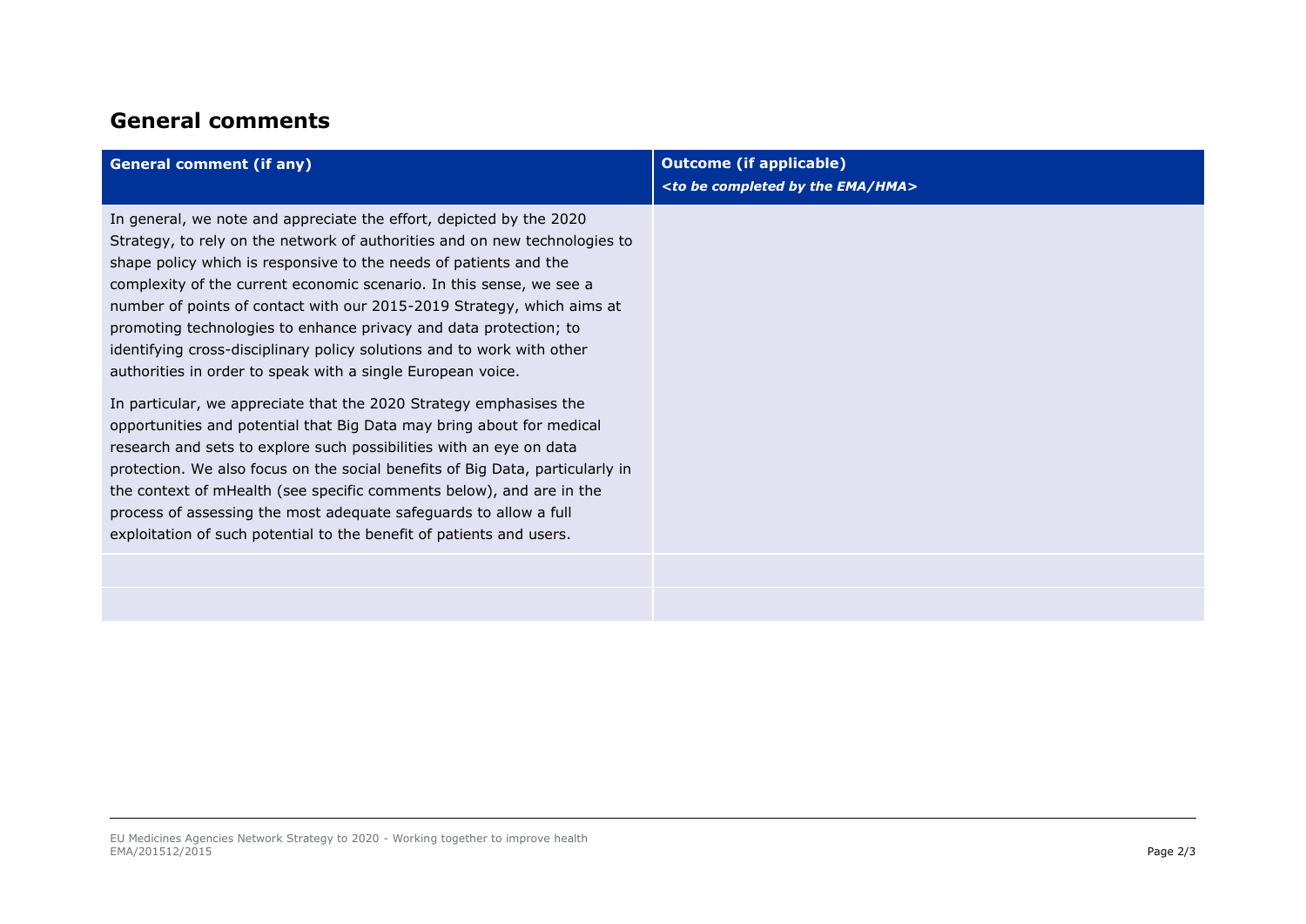## General comments

| General comment (if any) | Outcome (if applicable)<br>*<to be completed by the EMA/HMA>* |
|---|---|
| In general, we note and appreciate the effort, depicted by the 2020 Strategy, to rely on the network of authorities and on new technologies to shape policy which is responsive to the needs of patients and the complexity of the current economic scenario. In this sense, we see a number of points of contact with our 2015-2019 Strategy, which aims at promoting technologies to enhance privacy and data protection; to identifying cross-disciplinary policy solutions and to work with other authorities in order to speak with a single European voice.<br><br>In particular, we appreciate that the 2020 Strategy emphasises the opportunities and potential that Big Data may bring about for medical research and sets to explore such possibilities with an eye on data protection. We also focus on the social benefits of Big Data, particularly in the context of mHealth (see specific comments below), and are in the process of assessing the most adequate safeguards to allow a full exploitation of such potential to the benefit of patients and users. | |
| | |
| | |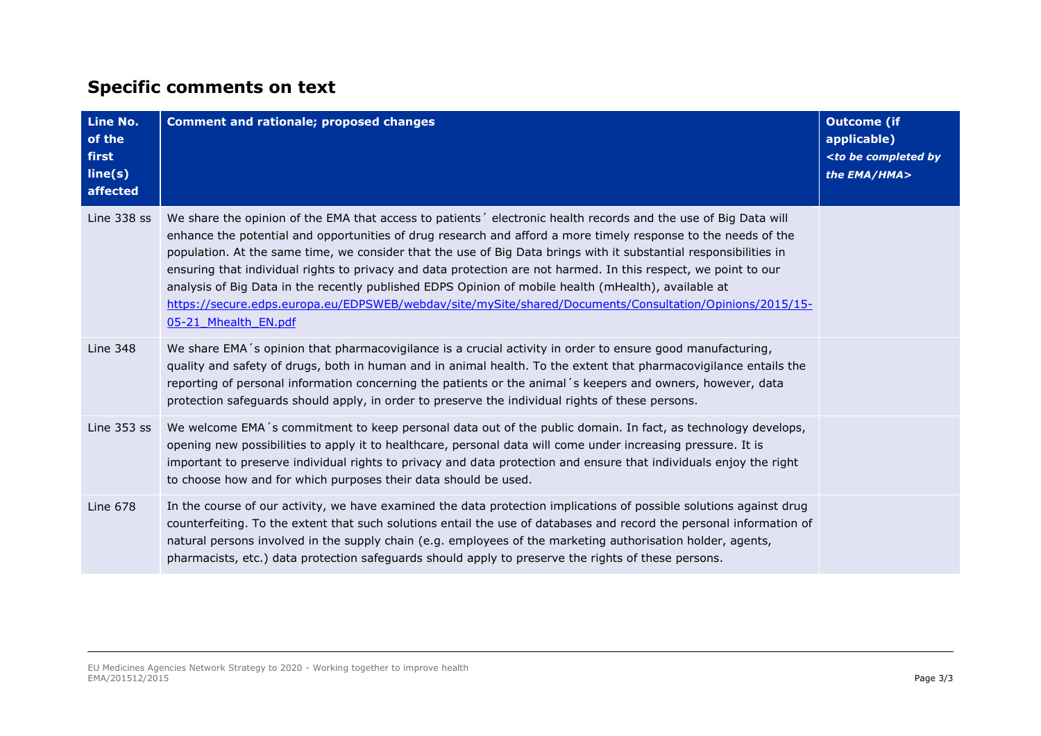## Specific comments on text

| Line No. of the first line(s) affected | Comment and rationale; proposed changes | Outcome (if applicable) *<to be completed by the EMA/HMA>* |
|---|---|---|
| Line 338 ss | We share the opinion of the EMA that access to patients´ electronic health records and the use of Big Data will enhance the potential and opportunities of drug research and afford a more timely response to the needs of the population. At the same time, we consider that the use of Big Data brings with it substantial responsibilities in ensuring that individual rights to privacy and data protection are not harmed. In this respect, we point to our analysis of Big Data in the recently published EDPS Opinion of mobile health (mHealth), available at https://secure.edps.europa.eu/EDPSWEB/webdav/site/mySite/shared/Documents/Consultation/Opinions/2015/15-05-21_Mhealth_EN.pdf | |
| Line 348 | We share EMA´s opinion that pharmacovigilance is a crucial activity in order to ensure good manufacturing, quality and safety of drugs, both in human and in animal health. To the extent that pharmacovigilance entails the reporting of personal information concerning the patients or the animal´s keepers and owners, however, data protection safeguards should apply, in order to preserve the individual rights of these persons. | |
| Line 353 ss | We welcome EMA´s commitment to keep personal data out of the public domain. In fact, as technology develops, opening new possibilities to apply it to healthcare, personal data will come under increasing pressure. It is important to preserve individual rights to privacy and data protection and ensure that individuals enjoy the right to choose how and for which purposes their data should be used. | |
| Line 678 | In the course of our activity, we have examined the data protection implications of possible solutions against drug counterfeiting. To the extent that such solutions entail the use of databases and record the personal information of natural persons involved in the supply chain (e.g. employees of the marketing authorisation holder, agents, pharmacists, etc.) data protection safeguards should apply to preserve the rights of these persons. | |